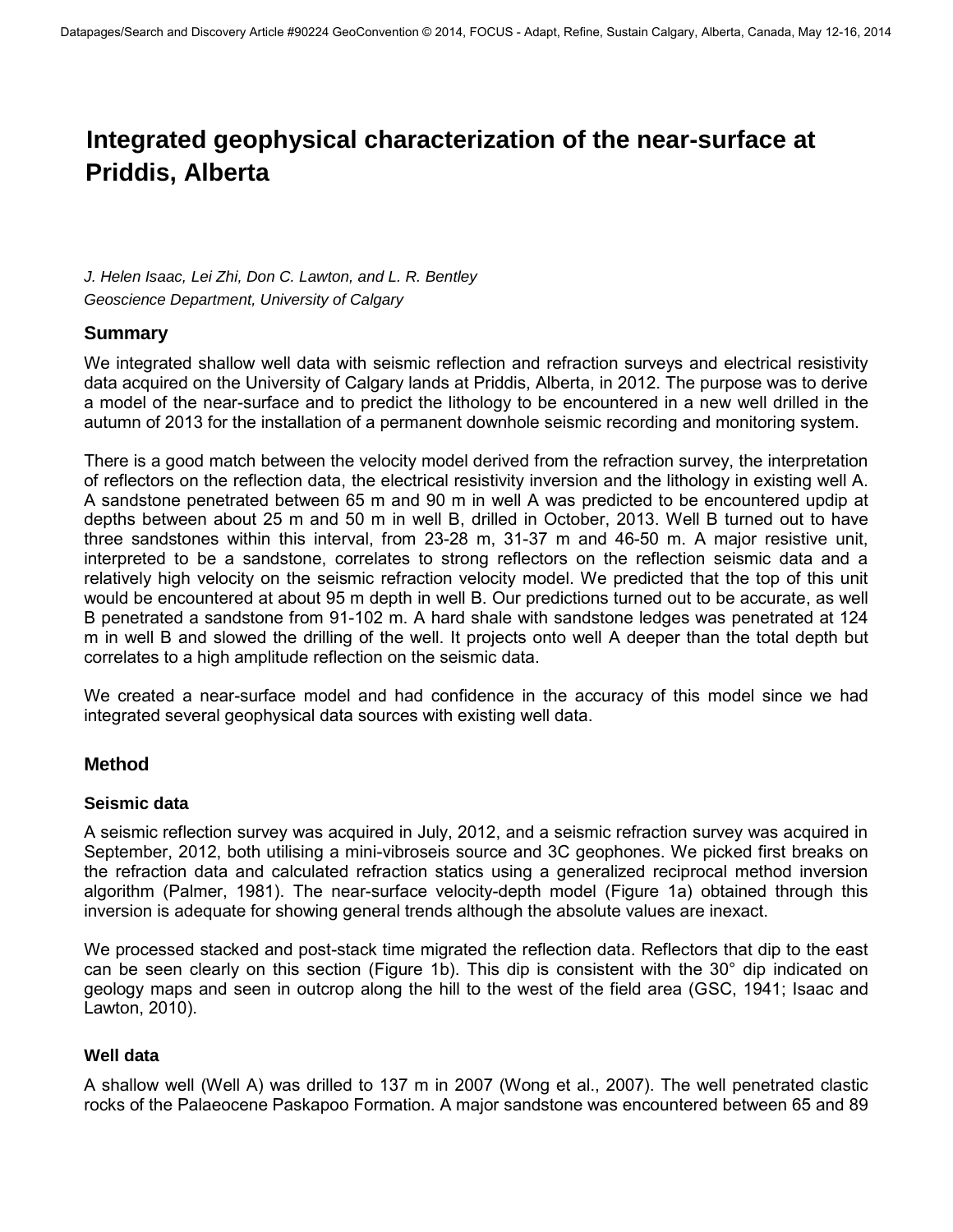# Integrated geophysical characterization of the near-surface at Priddis, Alberta

*J. Helen Isaac, Lei Zhi, Don C. Lawton, and L. R. Bentley*
*Geoscience Department, University of Calgary*

## Summary

We integrated shallow well data with seismic reflection and refraction surveys and electrical resistivity data acquired on the University of Calgary lands at Priddis, Alberta, in 2012. The purpose was to derive a model of the near-surface and to predict the lithology to be encountered in a new well drilled in the autumn of 2013 for the installation of a permanent downhole seismic recording and monitoring system.

There is a good match between the velocity model derived from the refraction survey, the interpretation of reflectors on the reflection data, the electrical resistivity inversion and the lithology in existing well A. A sandstone penetrated between 65 m and 90 m in well A was predicted to be encountered updip at depths between about 25 m and 50 m in well B, drilled in October, 2013. Well B turned out to have three sandstones within this interval, from 23-28 m, 31-37 m and 46-50 m. A major resistive unit, interpreted to be a sandstone, correlates to strong reflectors on the reflection seismic data and a relatively high velocity on the seismic refraction velocity model. We predicted that the top of this unit would be encountered at about 95 m depth in well B. Our predictions turned out to be accurate, as well B penetrated a sandstone from 91-102 m. A hard shale with sandstone ledges was penetrated at 124 m in well B and slowed the drilling of the well. It projects onto well A deeper than the total depth but correlates to a high amplitude reflection on the seismic data.

We created a near-surface model and had confidence in the accuracy of this model since we had integrated several geophysical data sources with existing well data.

## Method

### Seismic data

A seismic reflection survey was acquired in July, 2012, and a seismic refraction survey was acquired in September, 2012, both utilising a mini-vibroseis source and 3C geophones. We picked first breaks on the refraction data and calculated refraction statics using a generalized reciprocal method inversion algorithm (Palmer, 1981). The near-surface velocity-depth model (Figure 1a) obtained through this inversion is adequate for showing general trends although the absolute values are inexact.

We processed stacked and post-stack time migrated the reflection data. Reflectors that dip to the east can be seen clearly on this section (Figure 1b). This dip is consistent with the 30° dip indicated on geology maps and seen in outcrop along the hill to the west of the field area (GSC, 1941; Isaac and Lawton, 2010).

### Well data

A shallow well (Well A) was drilled to 137 m in 2007 (Wong et al., 2007). The well penetrated clastic rocks of the Palaeocene Paskapoo Formation. A major sandstone was encountered between 65 and 89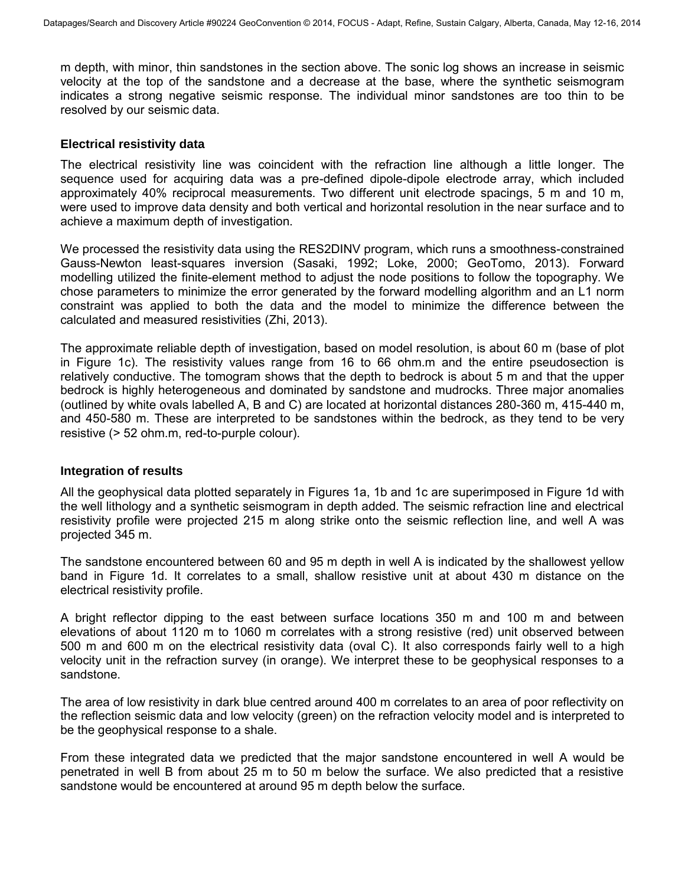m depth, with minor, thin sandstones in the section above. The sonic log shows an increase in seismic velocity at the top of the sandstone and a decrease at the base, where the synthetic seismogram indicates a strong negative seismic response. The individual minor sandstones are too thin to be resolved by our seismic data.

### Electrical resistivity data

The electrical resistivity line was coincident with the refraction line although a little longer. The sequence used for acquiring data was a pre-defined dipole-dipole electrode array, which included approximately 40% reciprocal measurements. Two different unit electrode spacings, 5 m and 10 m, were used to improve data density and both vertical and horizontal resolution in the near surface and to achieve a maximum depth of investigation.

We processed the resistivity data using the RES2DINV program, which runs a smoothness-constrained Gauss-Newton least-squares inversion (Sasaki, 1992; Loke, 2000; GeoTomo, 2013). Forward modelling utilized the finite-element method to adjust the node positions to follow the topography. We chose parameters to minimize the error generated by the forward modelling algorithm and an L1 norm constraint was applied to both the data and the model to minimize the difference between the calculated and measured resistivities (Zhi, 2013).

The approximate reliable depth of investigation, based on model resolution, is about 60 m (base of plot in Figure 1c). The resistivity values range from 16 to 66 ohm.m and the entire pseudosection is relatively conductive. The tomogram shows that the depth to bedrock is about 5 m and that the upper bedrock is highly heterogeneous and dominated by sandstone and mudrocks. Three major anomalies (outlined by white ovals labelled A, B and C) are located at horizontal distances 280-360 m, 415-440 m, and 450-580 m. These are interpreted to be sandstones within the bedrock, as they tend to be very resistive (> 52 ohm.m, red-to-purple colour).

### Integration of results

All the geophysical data plotted separately in Figures 1a, 1b and 1c are superimposed in Figure 1d with the well lithology and a synthetic seismogram in depth added. The seismic refraction line and electrical resistivity profile were projected 215 m along strike onto the seismic reflection line, and well A was projected 345 m.

The sandstone encountered between 60 and 95 m depth in well A is indicated by the shallowest yellow band in Figure 1d. It correlates to a small, shallow resistive unit at about 430 m distance on the electrical resistivity profile.

A bright reflector dipping to the east between surface locations 350 m and 100 m and between elevations of about 1120 m to 1060 m correlates with a strong resistive (red) unit observed between 500 m and 600 m on the electrical resistivity data (oval C). It also corresponds fairly well to a high velocity unit in the refraction survey (in orange). We interpret these to be geophysical responses to a sandstone.

The area of low resistivity in dark blue centred around 400 m correlates to an area of poor reflectivity on the reflection seismic data and low velocity (green) on the refraction velocity model and is interpreted to be the geophysical response to a shale.

From these integrated data we predicted that the major sandstone encountered in well A would be penetrated in well B from about 25 m to 50 m below the surface. We also predicted that a resistive sandstone would be encountered at around 95 m depth below the surface.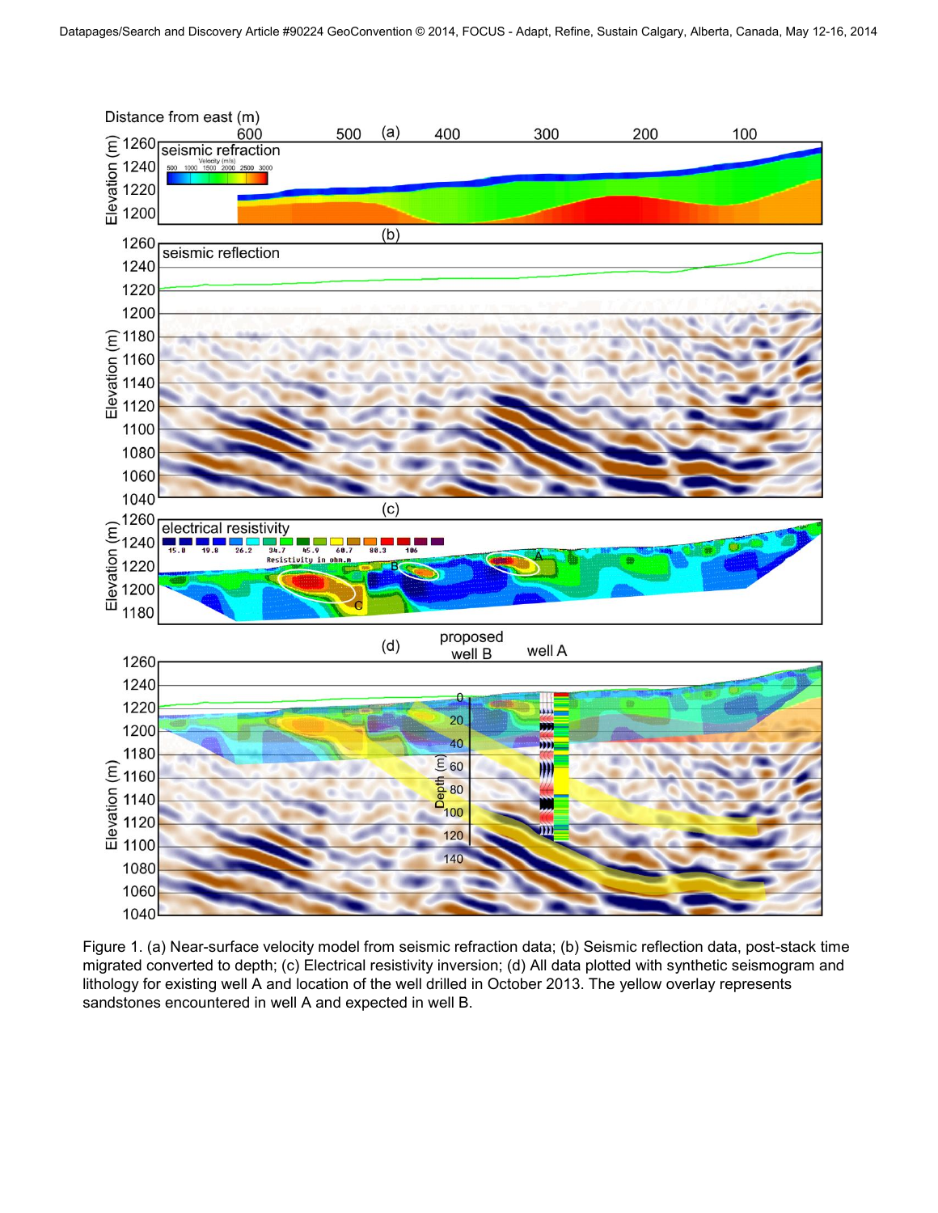Figure 1. (a) Near-surface velocity model from seismic refraction data; (b) Seismic reflection data, post-stack time migrated converted to depth; (c) Electrical resistivity inversion; (d) All data plotted with synthetic seismogram and lithology for existing well A and location of the well drilled in October 2013. The yellow overlay represents sandstones encountered in well A and expected in well B.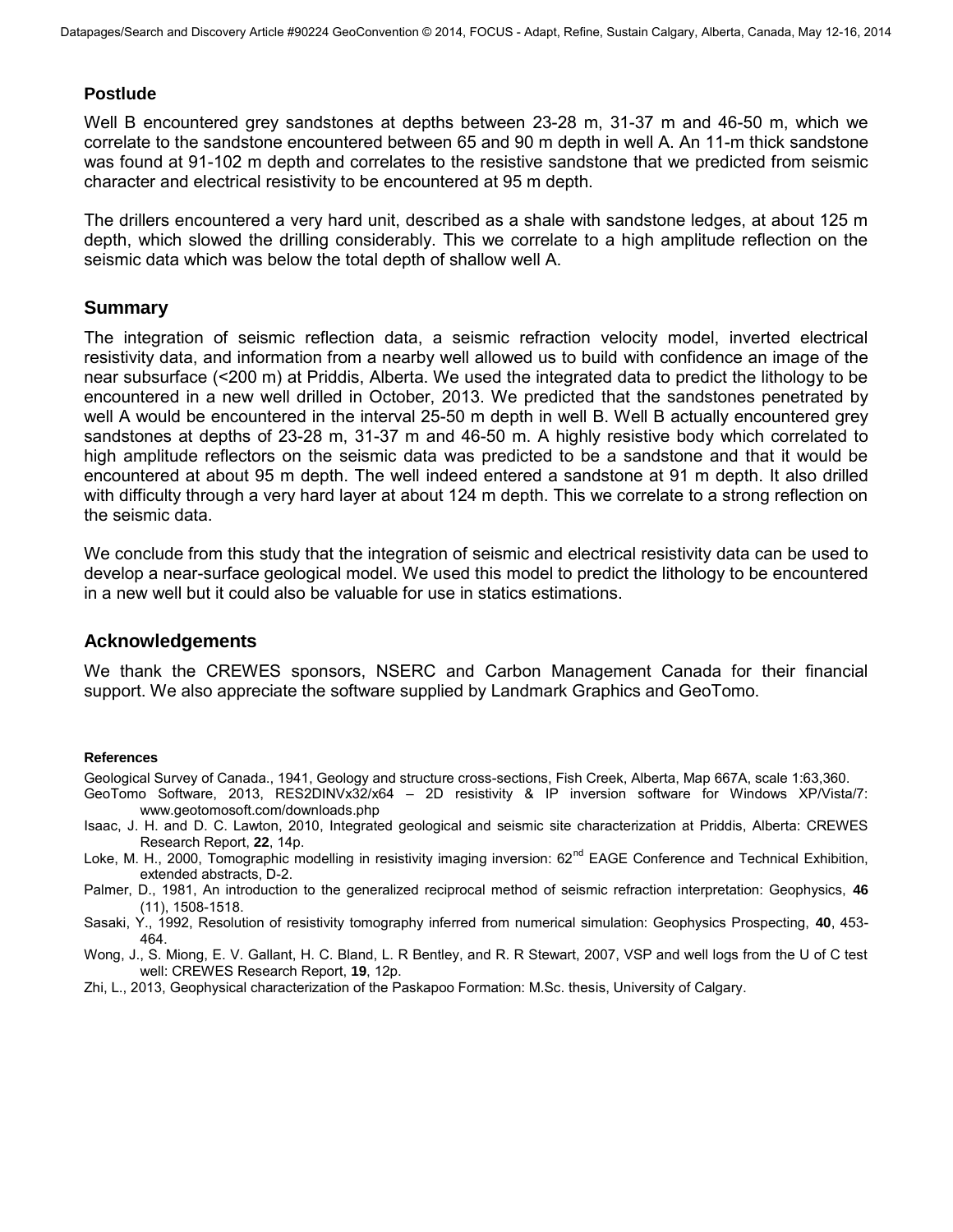## Postlude

Well B encountered grey sandstones at depths between 23-28 m, 31-37 m and 46-50 m, which we correlate to the sandstone encountered between 65 and 90 m depth in well A. An 11-m thick sandstone was found at 91-102 m depth and correlates to the resistive sandstone that we predicted from seismic character and electrical resistivity to be encountered at 95 m depth.

The drillers encountered a very hard unit, described as a shale with sandstone ledges, at about 125 m depth, which slowed the drilling considerably. This we correlate to a high amplitude reflection on the seismic data which was below the total depth of shallow well A.

## Summary

The integration of seismic reflection data, a seismic refraction velocity model, inverted electrical resistivity data, and information from a nearby well allowed us to build with confidence an image of the near subsurface (<200 m) at Priddis, Alberta. We used the integrated data to predict the lithology to be encountered in a new well drilled in October, 2013. We predicted that the sandstones penetrated by well A would be encountered in the interval 25-50 m depth in well B. Well B actually encountered grey sandstones at depths of 23-28 m, 31-37 m and 46-50 m. A highly resistive body which correlated to high amplitude reflectors on the seismic data was predicted to be a sandstone and that it would be encountered at about 95 m depth. The well indeed entered a sandstone at 91 m depth. It also drilled with difficulty through a very hard layer at about 124 m depth. This we correlate to a strong reflection on the seismic data.

We conclude from this study that the integration of seismic and electrical resistivity data can be used to develop a near-surface geological model. We used this model to predict the lithology to be encountered in a new well but it could also be valuable for use in statics estimations.

## Acknowledgements

We thank the CREWES sponsors, NSERC and Carbon Management Canada for their financial support. We also appreciate the software supplied by Landmark Graphics and GeoTomo.

#### References

Geological Survey of Canada., 1941, Geology and structure cross-sections, Fish Creek, Alberta, Map 667A, scale 1:63,360.

GeoTomo Software, 2013, RES2DINVx32/x64 – 2D resistivity & IP inversion software for Windows XP/Vista/7: www.geotomosoft.com/downloads.php

Isaac, J. H. and D. C. Lawton, 2010, Integrated geological and seismic site characterization at Priddis, Alberta: CREWES Research Report, **22**, 14p.

Loke, M. H., 2000, Tomographic modelling in resistivity imaging inversion: 62nd EAGE Conference and Technical Exhibition, extended abstracts, D-2.

Palmer, D., 1981, An introduction to the generalized reciprocal method of seismic refraction interpretation: Geophysics, **46** (11), 1508-1518.

Sasaki, Y., 1992, Resolution of resistivity tomography inferred from numerical simulation: Geophysics Prospecting, **40**, 453-464.

Wong, J., S. Miong, E. V. Gallant, H. C. Bland, L. R Bentley, and R. R Stewart, 2007, VSP and well logs from the U of C test well: CREWES Research Report, **19**, 12p.

Zhi, L., 2013, Geophysical characterization of the Paskapoo Formation: M.Sc. thesis, University of Calgary.